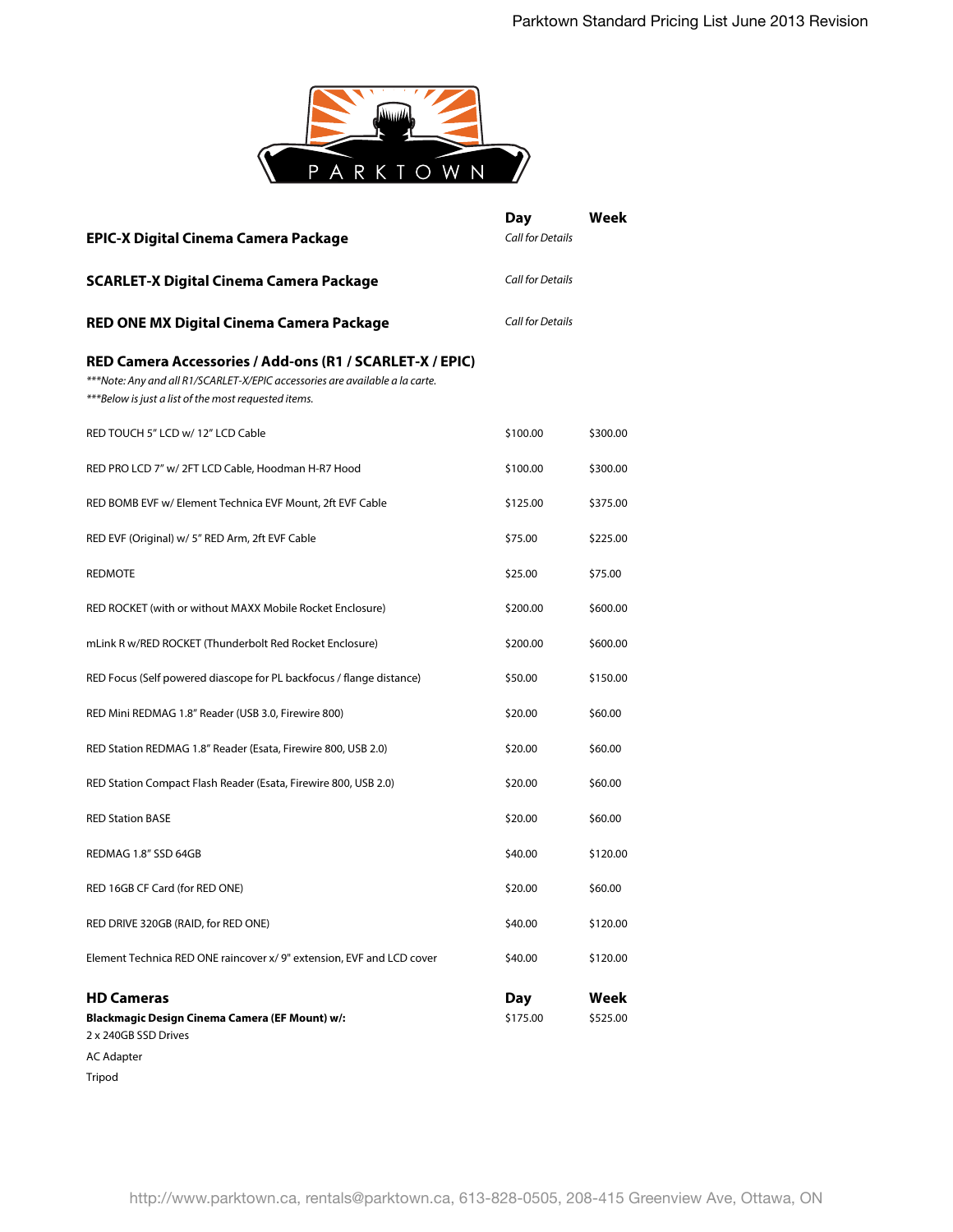PARKTOWN

| | Day | Week |
|---|---|---|
| **EPIC-X Digital Cinema Camera Package** | *Call for Details* | |
| **SCARLET-X Digital Cinema Camera Package** | *Call for Details* | |
| **RED ONE MX Digital Cinema Camera Package** | *Call for Details* | |

## RED Camera Accessories / Add-ons (R1 / SCARLET-X / EPIC)

****Note: Any and all R1/SCARLET-X/EPIC accessories are available a la carte.*

****Below is just a list of the most requested items.*

| Item | Day | Week |
|---|---|---|
| RED TOUCH 5" LCD w/ 12" LCD Cable | $100.00 | $300.00 |
| RED PRO LCD 7" w/ 2FT LCD Cable, Hoodman H-R7 Hood | $100.00 | $300.00 |
| RED BOMB EVF w/ Element Technica EVF Mount, 2ft EVF Cable | $125.00 | $375.00 |
| RED EVF (Original) w/ 5" RED Arm, 2ft EVF Cable | $75.00 | $225.00 |
| REDMOTE | $25.00 | $75.00 |
| RED ROCKET (with or without MAXX Mobile Rocket Enclosure) | $200.00 | $600.00 |
| mLink R w/RED ROCKET (Thunderbolt Red Rocket Enclosure) | $200.00 | $600.00 |
| RED Focus (Self powered diascope for PL backfocus / flange distance) | $50.00 | $150.00 |
| RED Mini REDMAG 1.8" Reader (USB 3.0, Firewire 800) | $20.00 | $60.00 |
| RED Station REDMAG 1.8" Reader (Esata, Firewire 800, USB 2.0) | $20.00 | $60.00 |
| RED Station Compact Flash Reader (Esata, Firewire 800, USB 2.0) | $20.00 | $60.00 |
| RED Station BASE | $20.00 | $60.00 |
| REDMAG 1.8" SSD 64GB | $40.00 | $120.00 |
| RED 16GB CF Card (for RED ONE) | $20.00 | $60.00 |
| RED DRIVE 320GB (RAID, for RED ONE) | $40.00 | $120.00 |
| Element Technica RED ONE raincover x/ 9" extension, EVF and LCD cover | $40.00 | $120.00 |

## HD Cameras

| | Day | Week |
|---|---|---|
| **Blackmagic Design Cinema Camera (EF Mount) w/:**<br>2 x 240GB SSD Drives<br>AC Adapter<br>Tripod | $175.00 | $525.00 |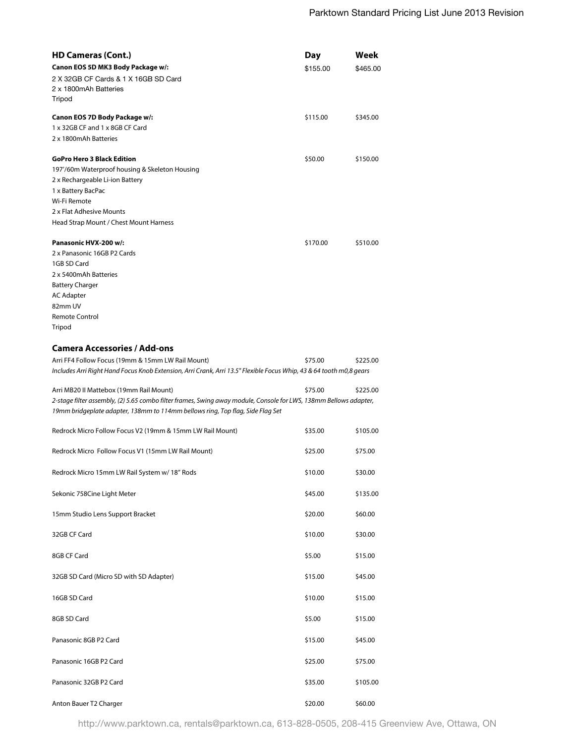| HD Cameras (Cont.) | Day | Week |
|---|---|---|
| **Canon EOS 5D MK3 Body Package w/:**<br>2 X 32GB CF Cards & 1 X 16GB SD Card<br>2 x 1800mAh Batteries<br>Tripod | $155.00 | $465.00 |
| **Canon EOS 7D Body Package w/:**<br>1 x 32GB CF and 1 x 8GB CF Card<br>2 x 1800mAh Batteries | $115.00 | $345.00 |
| **GoPro Hero 3 Black Edition**<br>197'/60m Waterproof housing & Skeleton Housing<br>2 x Rechargeable Li-ion Battery<br>1 x Battery BacPac<br>Wi-Fi Remote<br>2 x Flat Adhesive Mounts<br>Head Strap Mount / Chest Mount Harness | $50.00 | $150.00 |
| **Panasonic HVX-200 w/:**<br>2 x Panasonic 16GB P2 Cards<br>1GB SD Card<br>2 x 5400mAh Batteries<br>Battery Charger<br>AC Adapter<br>82mm UV<br>Remote Control<br>Tripod | $170.00 | $510.00 |

| Camera Accessories / Add-ons | Day | Week |
|---|---|---|
| Arri FF4 Follow Focus (19mm & 15mm LW Rail Mount)<br>*Includes Arri Right Hand Focus Knob Extension, Arri Crank, Arri 13.5" Flexible Focus Whip, 43 & 64 tooth m0,8 gears* | $75.00 | $225.00 |
| Arri MB20 II Mattebox (19mm Rail Mount)<br>*2-stage filter assembly, (2) 5.65 combo filter frames, Swing away module, Console for LWS, 138mm Bellows adapter, 19mm bridgeplate adapter, 138mm to 114mm bellows ring, Top flag, Side Flag Set* | $75.00 | $225.00 |
| Redrock Micro Follow Focus V2 (19mm & 15mm LW Rail Mount) | $35.00 | $105.00 |
| Redrock Micro Follow Focus V1 (15mm LW Rail Mount) | $25.00 | $75.00 |
| Redrock Micro 15mm LW Rail System w/ 18" Rods | $10.00 | $30.00 |
| Sekonic 758Cine Light Meter | $45.00 | $135.00 |
| 15mm Studio Lens Support Bracket | $20.00 | $60.00 |
| 32GB CF Card | $10.00 | $30.00 |
| 8GB CF Card | $5.00 | $15.00 |
| 32GB SD Card (Micro SD with SD Adapter) | $15.00 | $45.00 |
| 16GB SD Card | $10.00 | $15.00 |
| 8GB SD Card | $5.00 | $15.00 |
| Panasonic 8GB P2 Card | $15.00 | $45.00 |
| Panasonic 16GB P2 Card | $25.00 | $75.00 |
| Panasonic 32GB P2 Card | $35.00 | $105.00 |
| Anton Bauer T2 Charger | $20.00 | $60.00 |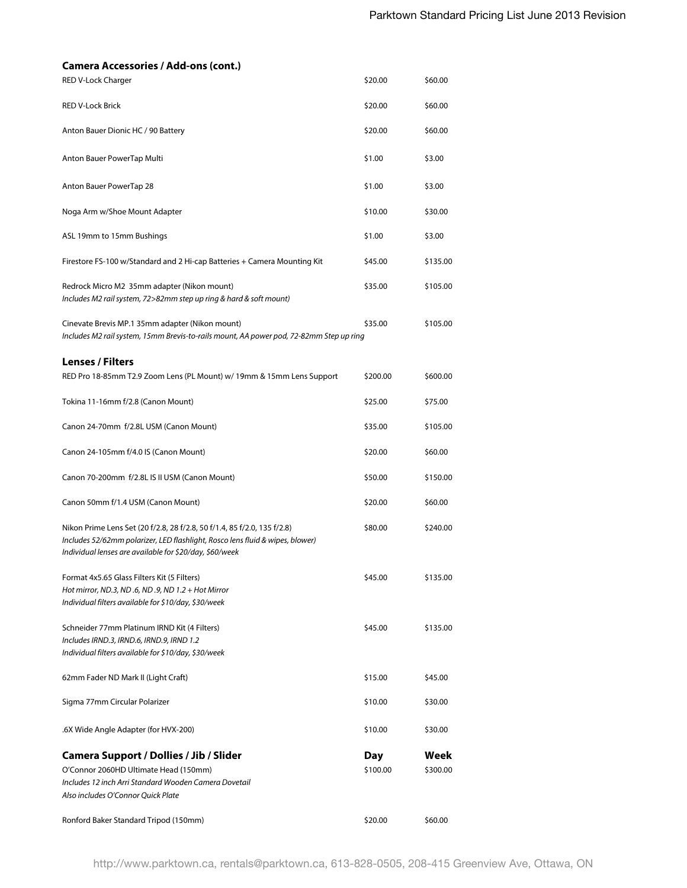### Camera Accessories / Add-ons (cont.)

| Item | Day | Week |
|---|---|---|
| RED V-Lock Charger | $20.00 | $60.00 |
| RED V-Lock Brick | $20.00 | $60.00 |
| Anton Bauer Dionic HC / 90 Battery | $20.00 | $60.00 |
| Anton Bauer PowerTap Multi | $1.00 | $3.00 |
| Anton Bauer PowerTap 28 | $1.00 | $3.00 |
| Noga Arm w/Shoe Mount Adapter | $10.00 | $30.00 |
| ASL 19mm to 15mm Bushings | $1.00 | $3.00 |
| Firestore FS-100 w/Standard and 2 Hi-cap Batteries + Camera Mounting Kit | $45.00 | $135.00 |
| Redrock Micro M2 35mm adapter (Nikon mount)<br>*Includes M2 rail system, 72>82mm step up ring & hard & soft mount)* | $35.00 | $105.00 |
| Cinevate Brevis MP.1 35mm adapter (Nikon mount)<br>*Includes M2 rail system, 15mm Brevis-to-rails mount, AA power pod, 72-82mm Step up ring* | $35.00 | $105.00 |

### Lenses / Filters

| Item | Day | Week |
|---|---|---|
| RED Pro 18-85mm T2.9 Zoom Lens (PL Mount) w/ 19mm & 15mm Lens Support | $200.00 | $600.00 |
| Tokina 11-16mm f/2.8 (Canon Mount) | $25.00 | $75.00 |
| Canon 24-70mm f/2.8L USM (Canon Mount) | $35.00 | $105.00 |
| Canon 24-105mm f/4.0 IS (Canon Mount) | $20.00 | $60.00 |
| Canon 70-200mm f/2.8L IS II USM (Canon Mount) | $50.00 | $150.00 |
| Canon 50mm f/1.4 USM (Canon Mount) | $20.00 | $60.00 |
| Nikon Prime Lens Set (20 f/2.8, 28 f/2.8, 50 f/1.4, 85 f/2.0, 135 f/2.8)<br>*Includes 52/62mm polarizer, LED flashlight, Rosco lens fluid & wipes, blower)*<br>*Individual lenses are available for $20/day, $60/week* | $80.00 | $240.00 |
| Format 4x5.65 Glass Filters Kit (5 Filters)<br>*Hot mirror, ND.3, ND .6, ND .9, ND 1.2 + Hot Mirror*<br>*Individual filters available for $10/day, $30/week* | $45.00 | $135.00 |
| Schneider 77mm Platinum IRND Kit (4 Filters)<br>*Includes IRND.3, IRND.6, IRND.9, IRND 1.2*<br>*Individual filters available for $10/day, $30/week* | $45.00 | $135.00 |
| 62mm Fader ND Mark II (Light Craft) | $15.00 | $45.00 |
| Sigma 77mm Circular Polarizer | $10.00 | $30.00 |
| .6X Wide Angle Adapter (for HVX-200) | $10.00 | $30.00 |

### Camera Support / Dollies / Jib / Slider

| Item | Day | Week |
|---|---|---|
| O'Connor 2060HD Ultimate Head (150mm)<br>*Includes 12 inch Arri Standard Wooden Camera Dovetail*<br>*Also includes O'Connor Quick Plate* | $100.00 | $300.00 |
| Ronford Baker Standard Tripod (150mm) | $20.00 | $60.00 |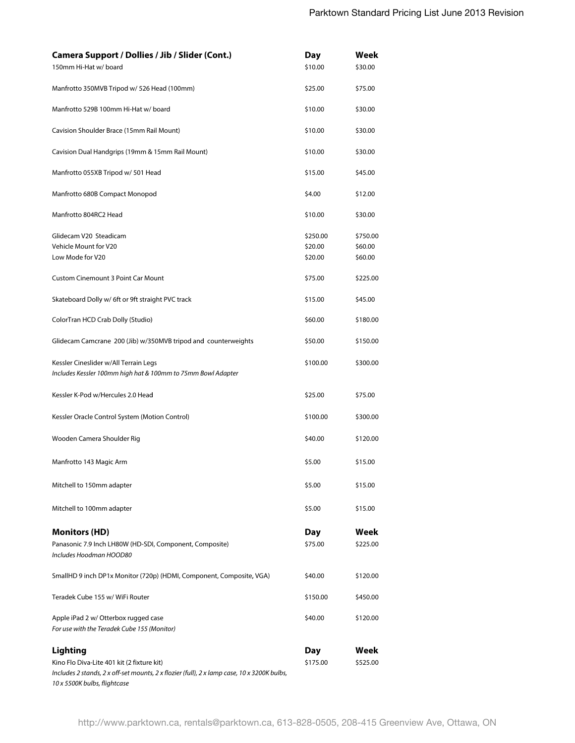| Camera Support / Dollies / Jib / Slider (Cont.) | Day | Week |
|---|---|---|
| 150mm Hi-Hat w/ board | $10.00 | $30.00 |
| Manfrotto 350MVB Tripod w/ 526 Head (100mm) | $25.00 | $75.00 |
| Manfrotto 529B 100mm Hi-Hat w/ board | $10.00 | $30.00 |
| Cavision Shoulder Brace (15mm Rail Mount) | $10.00 | $30.00 |
| Cavision Dual Handgrips (19mm & 15mm Rail Mount) | $10.00 | $30.00 |
| Manfrotto 055XB Tripod w/ 501 Head | $15.00 | $45.00 |
| Manfrotto 680B Compact Monopod | $4.00 | $12.00 |
| Manfrotto 804RC2 Head | $10.00 | $30.00 |
| Glidecam V20 Steadicam | $250.00 | $750.00 |
| Vehicle Mount for V20 | $20.00 | $60.00 |
| Low Mode for V20 | $20.00 | $60.00 |
| Custom Cinemount 3 Point Car Mount | $75.00 | $225.00 |
| Skateboard Dolly w/ 6ft or 9ft straight PVC track | $15.00 | $45.00 |
| ColorTran HCD Crab Dolly (Studio) | $60.00 | $180.00 |
| Glidecam Camcrane 200 (Jib) w/350MVB tripod and counterweights | $50.00 | $150.00 |
| Kessler Cineslider w/All Terrain Legs<br>*Includes Kessler 100mm high hat & 100mm to 75mm Bowl Adapter* | $100.00 | $300.00 |
| Kessler K-Pod w/Hercules 2.0 Head | $25.00 | $75.00 |
| Kessler Oracle Control System (Motion Control) | $100.00 | $300.00 |
| Wooden Camera Shoulder Rig | $40.00 | $120.00 |
| Manfrotto 143 Magic Arm | $5.00 | $15.00 |
| Mitchell to 150mm adapter | $5.00 | $15.00 |
| Mitchell to 100mm adapter | $5.00 | $15.00 |

| Monitors (HD) | Day | Week |
|---|---|---|
| Panasonic 7.9 Inch LH80W (HD-SDI, Component, Composite)<br>*Includes Hoodman HOOD80* | $75.00 | $225.00 |
| SmallHD 9 inch DP1x Monitor (720p) (HDMI, Component, Composite, VGA) | $40.00 | $120.00 |
| Teradek Cube 155 w/ WiFi Router | $150.00 | $450.00 |
| Apple iPad 2 w/ Otterbox rugged case<br>*For use with the Teradek Cube 155 (Monitor)* | $40.00 | $120.00 |

| Lighting | Day | Week |
|---|---|---|
| Kino Flo Diva-Lite 401 kit (2 fixture kit)<br>*Includes 2 stands, 2 x off-set mounts, 2 x flozier (full), 2 x lamp case, 10 x 3200K bulbs, 10 x 5500K bulbs, flightcase* | $175.00 | $525.00 |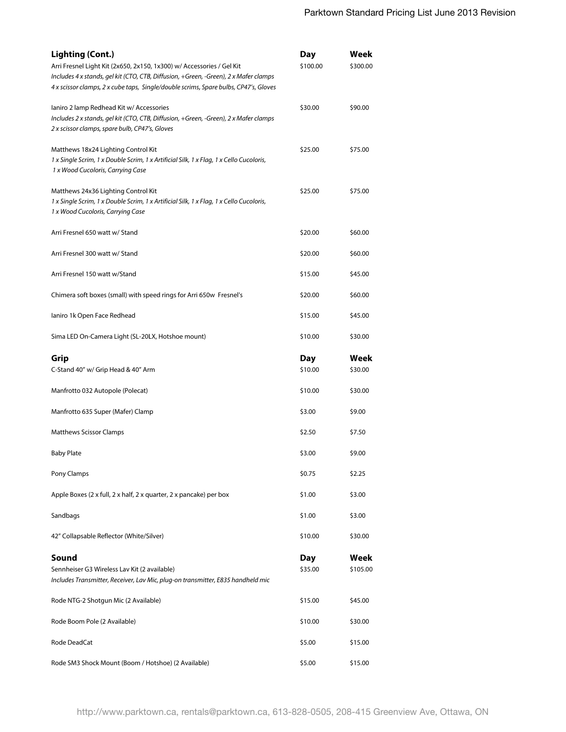| **Lighting (Cont.)** | **Day** | **Week** |
|---|---|---|
| Arri Fresnel Light Kit (2x650, 2x150, 1x300) w/ Accessories / Gel Kit<br>*Includes 4 x stands, gel kit (CTO, CTB, Diffusion, +Green, -Green), 2 x Mafer clamps 4 x scissor clamps, 2 x cube taps, Single/double scrims, Spare bulbs, CP47's, Gloves* | $100.00 | $300.00 |
| Ianiro 2 lamp Redhead Kit w/ Accessories<br>*Includes 2 x stands, gel kit (CTO, CTB, Diffusion, +Green, -Green), 2 x Mafer clamps 2 x scissor clamps, spare bulb, CP47's, Gloves* | $30.00 | $90.00 |
| Matthews 18x24 Lighting Control Kit<br>*1 x Single Scrim, 1 x Double Scrim, 1 x Artificial Silk, 1 x Flag, 1 x Cello Cucoloris, 1 x Wood Cucoloris, Carrying Case* | $25.00 | $75.00 |
| Matthews 24x36 Lighting Control Kit<br>*1 x Single Scrim, 1 x Double Scrim, 1 x Artificial Silk, 1 x Flag, 1 x Cello Cucoloris, 1 x Wood Cucoloris, Carrying Case* | $25.00 | $75.00 |
| Arri Fresnel 650 watt w/ Stand | $20.00 | $60.00 |
| Arri Fresnel 300 watt w/ Stand | $20.00 | $60.00 |
| Arri Fresnel 150 watt w/Stand | $15.00 | $45.00 |
| Chimera soft boxes (small) with speed rings for Arri 650w Fresnel's | $20.00 | $60.00 |
| Ianiro 1k Open Face Redhead | $15.00 | $45.00 |
| Sima LED On-Camera Light (SL-20LX, Hotshoe mount) | $10.00 | $30.00 |

| **Grip** | **Day** | **Week** |
|---|---|---|
| C-Stand 40" w/ Grip Head & 40" Arm | $10.00 | $30.00 |
| Manfrotto 032 Autopole (Polecat) | $10.00 | $30.00 |
| Manfrotto 635 Super (Mafer) Clamp | $3.00 | $9.00 |
| Matthews Scissor Clamps | $2.50 | $7.50 |
| Baby Plate | $3.00 | $9.00 |
| Pony Clamps | $0.75 | $2.25 |
| Apple Boxes (2 x full, 2 x half, 2 x quarter, 2 x pancake) per box | $1.00 | $3.00 |
| Sandbags | $1.00 | $3.00 |
| 42" Collapsable Reflector (White/Silver) | $10.00 | $30.00 |

| **Sound** | **Day** | **Week** |
|---|---|---|
| Sennheiser G3 Wireless Lav Kit (2 available)<br>*Includes Transmitter, Receiver, Lav Mic, plug-on transmitter, E835 handheld mic* | $35.00 | $105.00 |
| Rode NTG-2 Shotgun Mic (2 Available) | $15.00 | $45.00 |
| Rode Boom Pole (2 Available) | $10.00 | $30.00 |
| Rode DeadCat | $5.00 | $15.00 |
| Rode SM3 Shock Mount (Boom / Hotshoe) (2 Available) | $5.00 | $15.00 |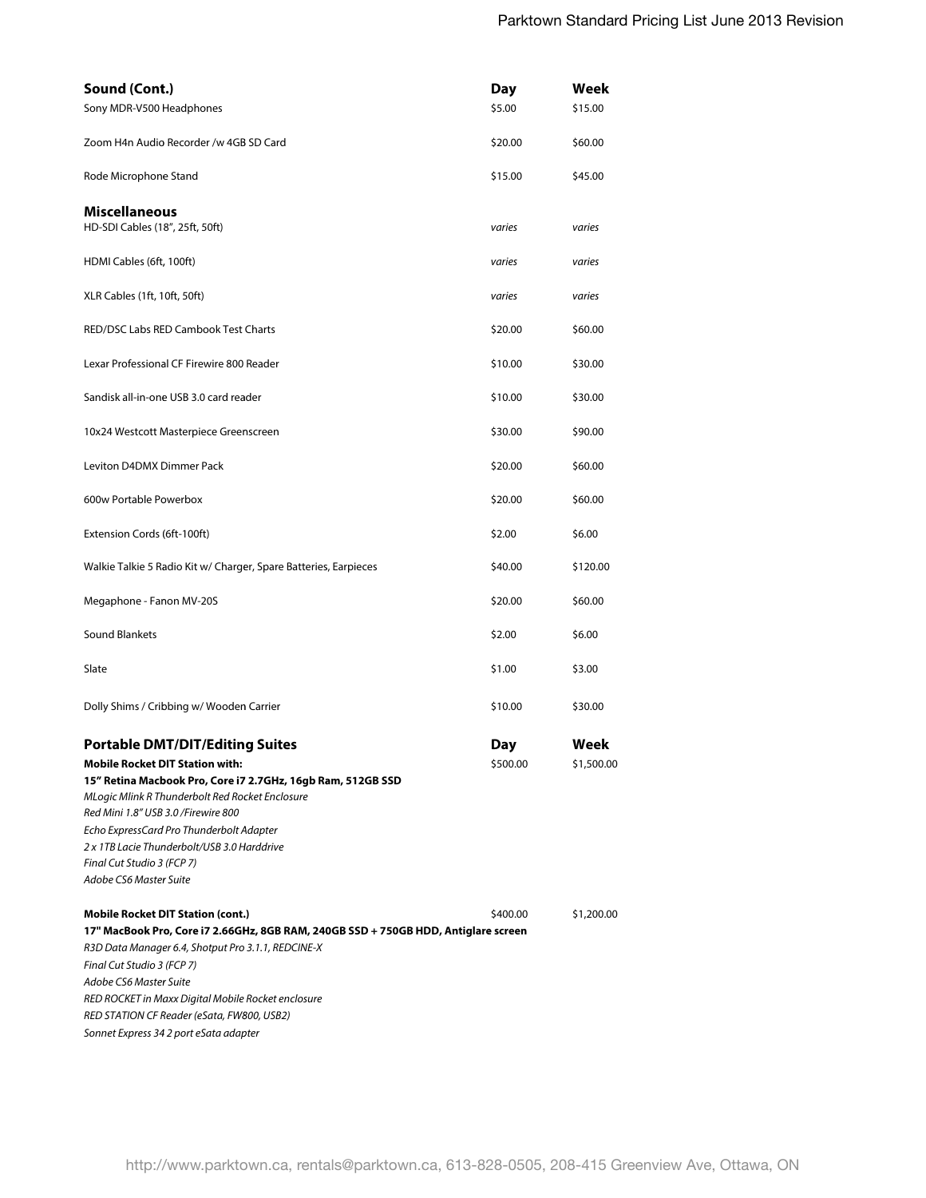| Sound (Cont.) | Day | Week |
|---|---|---|
| Sony MDR-V500 Headphones | $5.00 | $15.00 |
| Zoom H4n Audio Recorder /w 4GB SD Card | $20.00 | $60.00 |
| Rode Microphone Stand | $15.00 | $45.00 |
| **Miscellaneous** | | |
| HD-SDI Cables (18", 25ft, 50ft) | *varies* | *varies* |
| HDMI Cables (6ft, 100ft) | *varies* | *varies* |
| XLR Cables (1ft, 10ft, 50ft) | *varies* | *varies* |
| RED/DSC Labs RED Cambook Test Charts | $20.00 | $60.00 |
| Lexar Professional CF Firewire 800 Reader | $10.00 | $30.00 |
| Sandisk all-in-one USB 3.0 card reader | $10.00 | $30.00 |
| 10x24 Westcott Masterpiece Greenscreen | $30.00 | $90.00 |
| Leviton D4DMX Dimmer Pack | $20.00 | $60.00 |
| 600w Portable Powerbox | $20.00 | $60.00 |
| Extension Cords (6ft-100ft) | $2.00 | $6.00 |
| Walkie Talkie 5 Radio Kit w/ Charger, Spare Batteries, Earpieces | $40.00 | $120.00 |
| Megaphone - Fanon MV-20S | $20.00 | $60.00 |
| Sound Blankets | $2.00 | $6.00 |
| Slate | $1.00 | $3.00 |
| Dolly Shims / Cribbing w/ Wooden Carrier | $10.00 | $30.00 |

| Portable DMT/DIT/Editing Suites | Day | Week |
|---|---|---|
| **Mobile Rocket DIT Station with:**<br>**15" Retina Macbook Pro, Core i7 2.7GHz, 16gb Ram, 512GB SSD**<br>*MLogic Mlink R Thunderbolt Red Rocket Enclosure*<br>*Red Mini 1.8" USB 3.0 /Firewire 800*<br>*Echo ExpressCard Pro Thunderbolt Adapter*<br>*2 x 1TB Lacie Thunderbolt/USB 3.0 Harddrive*<br>*Final Cut Studio 3 (FCP 7)*<br>*Adobe CS6 Master Suite* | $500.00 | $1,500.00 |
| **Mobile Rocket DIT Station (cont.)**<br>**17" MacBook Pro, Core i7 2.66GHz, 8GB RAM, 240GB SSD + 750GB HDD, Antiglare screen**<br>*R3D Data Manager 6.4, Shotput Pro 3.1.1, REDCINE-X*<br>*Final Cut Studio 3 (FCP 7)*<br>*Adobe CS6 Master Suite*<br>*RED ROCKET in Maxx Digital Mobile Rocket enclosure*<br>*RED STATION CF Reader (eSata, FW800, USB2)*<br>*Sonnet Express 34 2 port eSata adapter* | $400.00 | $1,200.00 |